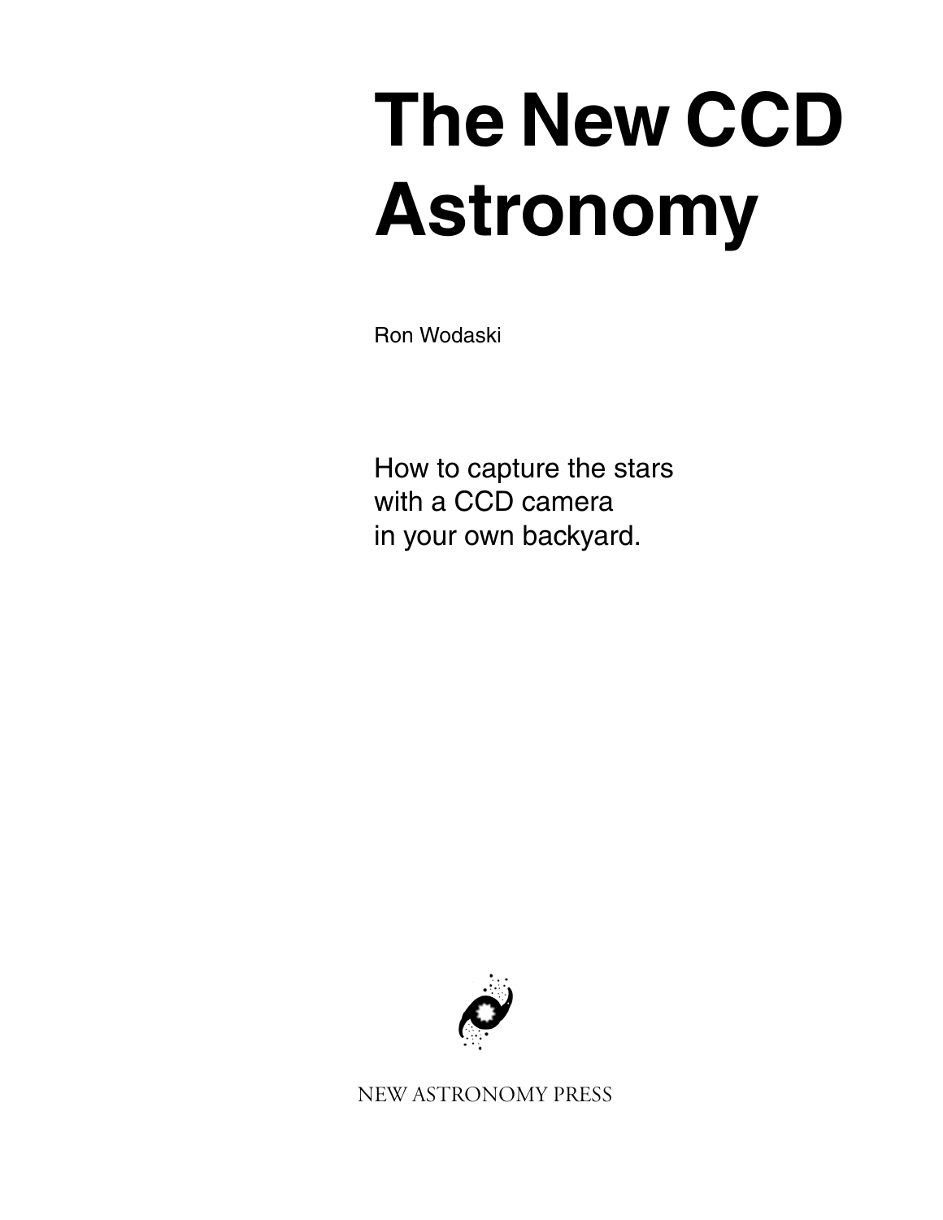# The New CCD Astronomy

Ron Wodaski

How to capture the stars
with a CCD camera
in your own backyard.

NEW ASTRONOMY PRESS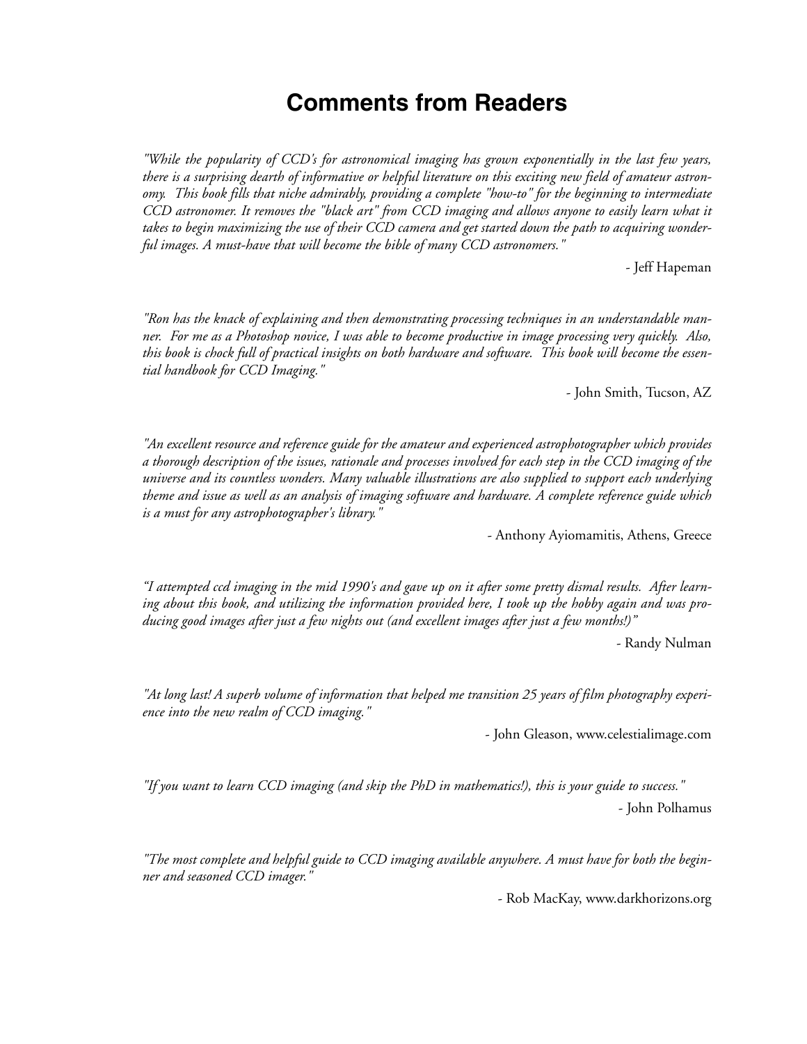# Comments from Readers

*"While the popularity of CCD's for astronomical imaging has grown exponentially in the last few years, there is a surprising dearth of informative or helpful literature on this exciting new field of amateur astronomy. This book fills that niche admirably, providing a complete "how-to" for the beginning to intermediate CCD astronomer. It removes the "black art" from CCD imaging and allows anyone to easily learn what it takes to begin maximizing the use of their CCD camera and get started down the path to acquiring wonderful images. A must-have that will become the bible of many CCD astronomers."*

- Jeff Hapeman

*"Ron has the knack of explaining and then demonstrating processing techniques in an understandable manner. For me as a Photoshop novice, I was able to become productive in image processing very quickly. Also, this book is chock full of practical insights on both hardware and software. This book will become the essential handbook for CCD Imaging."*

- John Smith, Tucson, AZ

*"An excellent resource and reference guide for the amateur and experienced astrophotographer which provides a thorough description of the issues, rationale and processes involved for each step in the CCD imaging of the universe and its countless wonders. Many valuable illustrations are also supplied to support each underlying theme and issue as well as an analysis of imaging software and hardware. A complete reference guide which is a must for any astrophotographer's library."*

- Anthony Ayiomamitis, Athens, Greece

*"I attempted ccd imaging in the mid 1990's and gave up on it after some pretty dismal results. After learning about this book, and utilizing the information provided here, I took up the hobby again and was producing good images after just a few nights out (and excellent images after just a few months!)"*

- Randy Nulman

*"At long last! A superb volume of information that helped me transition 25 years of film photography experience into the new realm of CCD imaging."*

- John Gleason, www.celestialimage.com

*"If you want to learn CCD imaging (and skip the PhD in mathematics!), this is your guide to success."*

- John Polhamus

*"The most complete and helpful guide to CCD imaging available anywhere. A must have for both the beginner and seasoned CCD imager."*

- Rob MacKay, www.darkhorizons.org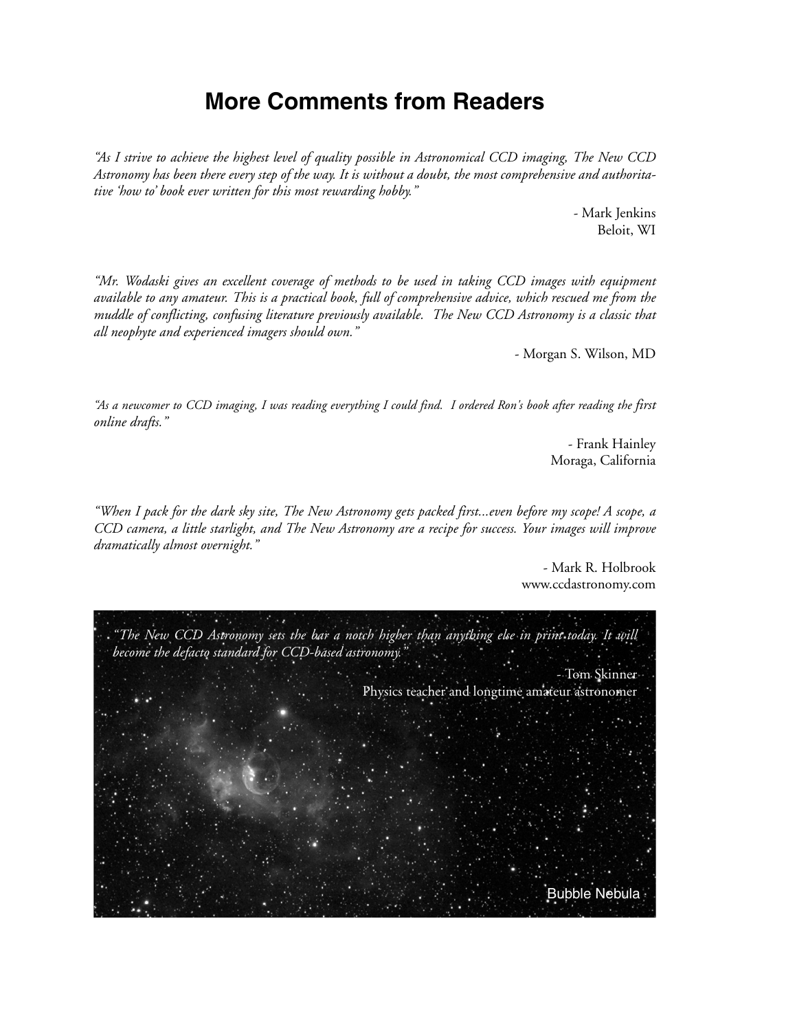# More Comments from Readers

*"As I strive to achieve the highest level of quality possible in Astronomical CCD imaging, The New CCD Astronomy has been there every step of the way. It is without a doubt, the most comprehensive and authoritative 'how to' book ever written for this most rewarding hobby."*

- Mark Jenkins
Beloit, WI

*"Mr. Wodaski gives an excellent coverage of methods to be used in taking CCD images with equipment available to any amateur. This is a practical book, full of comprehensive advice, which rescued me from the muddle of conflicting, confusing literature previously available. The New CCD Astronomy is a classic that all neophyte and experienced imagers should own."*

- Morgan S. Wilson, MD

*"As a newcomer to CCD imaging, I was reading everything I could find. I ordered Ron's book after reading the first online drafts."*

- Frank Hainley
Moraga, California

*"When I pack for the dark sky site, The New Astronomy gets packed first...even before my scope! A scope, a CCD camera, a little starlight, and The New Astronomy are a recipe for success. Your images will improve dramatically almost overnight."*

- Mark R. Holbrook
www.ccdastronomy.com

*"The New CCD Astronomy sets the bar a notch higher than anything else in print today. It will become the defacto standard for CCD-based astronomy."*

- Tom Skinner
Physics teacher and longtime amateur astronomer

Bubble Nebula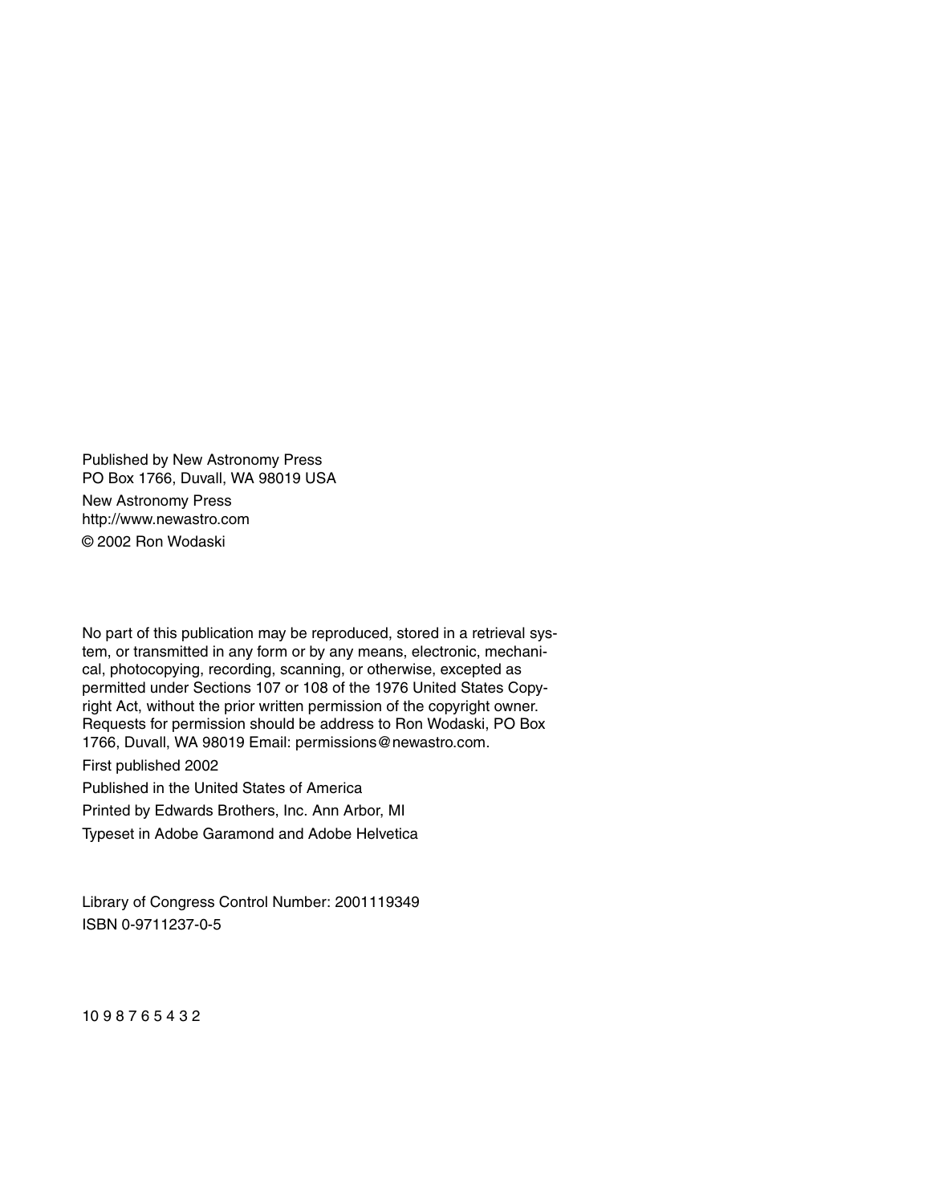Published by New Astronomy Press
PO Box 1766, Duvall, WA 98019 USA

New Astronomy Press
http://www.newastro.com

© 2002 Ron Wodaski

No part of this publication may be reproduced, stored in a retrieval system, or transmitted in any form or by any means, electronic, mechanical, photocopying, recording, scanning, or otherwise, excepted as permitted under Sections 107 or 108 of the 1976 United States Copyright Act, without the prior written permission of the copyright owner. Requests for permission should be address to Ron Wodaski, PO Box 1766, Duvall, WA 98019 Email: permissions@newastro.com.

First published 2002

Published in the United States of America

Printed by Edwards Brothers, Inc. Ann Arbor, MI

Typeset in Adobe Garamond and Adobe Helvetica

Library of Congress Control Number: 2001119349

ISBN 0-9711237-0-5

10 9 8 7 6 5 4 3 2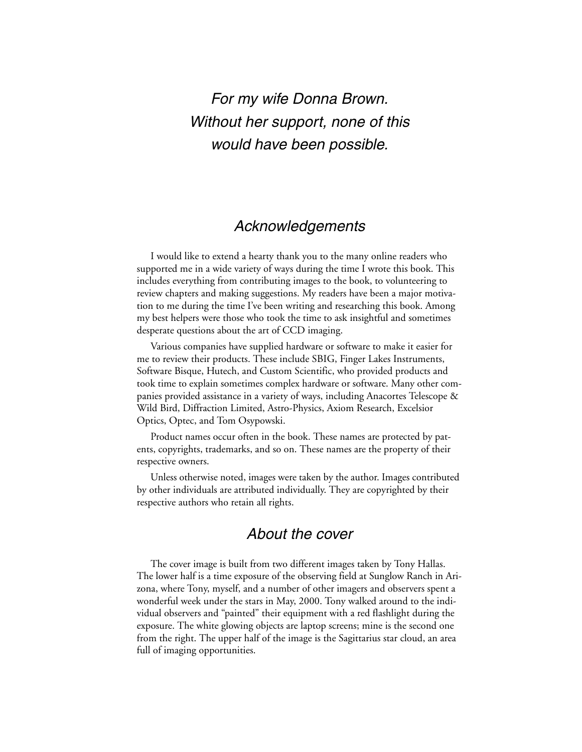*For my wife Donna Brown.*
*Without her support, none of this*
*would have been possible.*

## *Acknowledgements*

I would like to extend a hearty thank you to the many online readers who supported me in a wide variety of ways during the time I wrote this book. This includes everything from contributing images to the book, to volunteering to review chapters and making suggestions. My readers have been a major motivation to me during the time I've been writing and researching this book. Among my best helpers were those who took the time to ask insightful and sometimes desperate questions about the art of CCD imaging.

Various companies have supplied hardware or software to make it easier for me to review their products. These include SBIG, Finger Lakes Instruments, Software Bisque, Hutech, and Custom Scientific, who provided products and took time to explain sometimes complex hardware or software. Many other companies provided assistance in a variety of ways, including Anacortes Telescope & Wild Bird, Diffraction Limited, Astro-Physics, Axiom Research, Excelsior Optics, Optec, and Tom Osypowski.

Product names occur often in the book. These names are protected by patents, copyrights, trademarks, and so on. These names are the property of their respective owners.

Unless otherwise noted, images were taken by the author. Images contributed by other individuals are attributed individually. They are copyrighted by their respective authors who retain all rights.

## *About the cover*

The cover image is built from two different images taken by Tony Hallas. The lower half is a time exposure of the observing field at Sunglow Ranch in Arizona, where Tony, myself, and a number of other imagers and observers spent a wonderful week under the stars in May, 2000. Tony walked around to the individual observers and "painted" their equipment with a red flashlight during the exposure. The white glowing objects are laptop screens; mine is the second one from the right. The upper half of the image is the Sagittarius star cloud, an area full of imaging opportunities.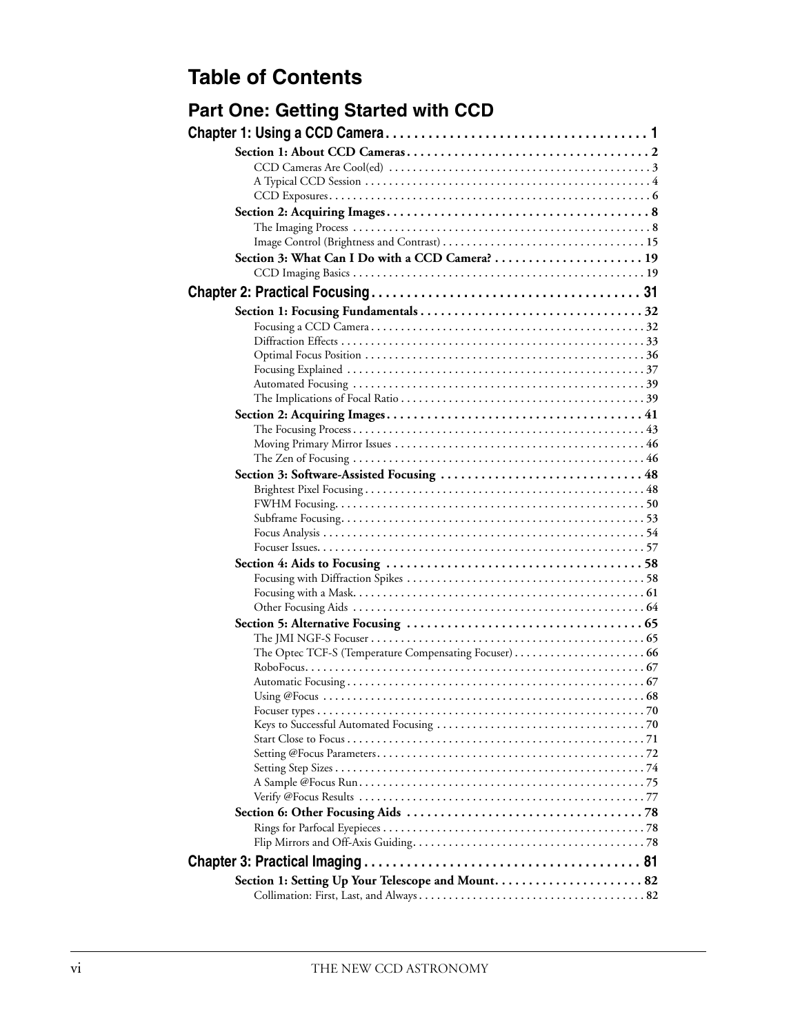# Table of Contents

## Part One: Getting Started with CCD

### Chapter 1: Using a CCD Camera . . . . . . . . . . . . . . . . . . . . . . . . . . . . . . . . . . . . . 1

**Section 1: About CCD Cameras . . . . . . . . . . . . . . . . . . . . . . . . . . . . . . . . . . . . 2**

- CCD Cameras Are Cool(ed) . . . . . . . . . . . . . . . . . . . . . . . . . . . . . . . . . . . . . . . . . . . 3
- A Typical CCD Session . . . . . . . . . . . . . . . . . . . . . . . . . . . . . . . . . . . . . . . . . . . . . . . 4
- CCD Exposures . . . . . . . . . . . . . . . . . . . . . . . . . . . . . . . . . . . . . . . . . . . . . . . . . . . . . 6

**Section 2: Acquiring Images . . . . . . . . . . . . . . . . . . . . . . . . . . . . . . . . . . . . . . . 8**

- The Imaging Process . . . . . . . . . . . . . . . . . . . . . . . . . . . . . . . . . . . . . . . . . . . . . . . . . 8
- Image Control (Brightness and Contrast) . . . . . . . . . . . . . . . . . . . . . . . . . . . . . . . . . 15

**Section 3: What Can I Do with a CCD Camera? . . . . . . . . . . . . . . . . . . . . . . 19**

- CCD Imaging Basics . . . . . . . . . . . . . . . . . . . . . . . . . . . . . . . . . . . . . . . . . . . . . . . . 19

### Chapter 2: Practical Focusing . . . . . . . . . . . . . . . . . . . . . . . . . . . . . . . . . . . . . 31

**Section 1: Focusing Fundamentals . . . . . . . . . . . . . . . . . . . . . . . . . . . . . . . . . 32**

- Focusing a CCD Camera . . . . . . . . . . . . . . . . . . . . . . . . . . . . . . . . . . . . . . . . . . . . . 32
- Diffraction Effects . . . . . . . . . . . . . . . . . . . . . . . . . . . . . . . . . . . . . . . . . . . . . . . . . . 33
- Optimal Focus Position . . . . . . . . . . . . . . . . . . . . . . . . . . . . . . . . . . . . . . . . . . . . . . . 36
- Focusing Explained . . . . . . . . . . . . . . . . . . . . . . . . . . . . . . . . . . . . . . . . . . . . . . . . . 37
- Automated Focusing . . . . . . . . . . . . . . . . . . . . . . . . . . . . . . . . . . . . . . . . . . . . . . . . . 39
- The Implications of Focal Ratio . . . . . . . . . . . . . . . . . . . . . . . . . . . . . . . . . . . . . . . . . 39

**Section 2: Acquiring Images . . . . . . . . . . . . . . . . . . . . . . . . . . . . . . . . . . . . . . 41**

- The Focusing Process . . . . . . . . . . . . . . . . . . . . . . . . . . . . . . . . . . . . . . . . . . . . . . . . 43
- Moving Primary Mirror Issues . . . . . . . . . . . . . . . . . . . . . . . . . . . . . . . . . . . . . . . . . 46
- The Zen of Focusing . . . . . . . . . . . . . . . . . . . . . . . . . . . . . . . . . . . . . . . . . . . . . . . . . 46

**Section 3: Software-Assisted Focusing . . . . . . . . . . . . . . . . . . . . . . . . . . . . . . 48**

- Brightest Pixel Focusing . . . . . . . . . . . . . . . . . . . . . . . . . . . . . . . . . . . . . . . . . . . . . . 48
- FWHM Focusing . . . . . . . . . . . . . . . . . . . . . . . . . . . . . . . . . . . . . . . . . . . . . . . . . . . . 50
- Subframe Focusing . . . . . . . . . . . . . . . . . . . . . . . . . . . . . . . . . . . . . . . . . . . . . . . . . . 53
- Focus Analysis . . . . . . . . . . . . . . . . . . . . . . . . . . . . . . . . . . . . . . . . . . . . . . . . . . . . . 54
- Focuser Issues . . . . . . . . . . . . . . . . . . . . . . . . . . . . . . . . . . . . . . . . . . . . . . . . . . . . . 57

**Section 4: Aids to Focusing . . . . . . . . . . . . . . . . . . . . . . . . . . . . . . . . . . . . . . 58**

- Focusing with Diffraction Spikes . . . . . . . . . . . . . . . . . . . . . . . . . . . . . . . . . . . . . . . . 58
- Focusing with a Mask . . . . . . . . . . . . . . . . . . . . . . . . . . . . . . . . . . . . . . . . . . . . . . . . 61
- Other Focusing Aids . . . . . . . . . . . . . . . . . . . . . . . . . . . . . . . . . . . . . . . . . . . . . . . . . 64

**Section 5: Alternative Focusing . . . . . . . . . . . . . . . . . . . . . . . . . . . . . . . . . . . 65**

- The JMI NGF-S Focuser . . . . . . . . . . . . . . . . . . . . . . . . . . . . . . . . . . . . . . . . . . . . . . 65
- The Optec TCF-S (Temperature Compensating Focuser) . . . . . . . . . . . . . . . . . . . . . . 66
- RoboFocus . . . . . . . . . . . . . . . . . . . . . . . . . . . . . . . . . . . . . . . . . . . . . . . . . . . . . . . . 67
- Automatic Focusing . . . . . . . . . . . . . . . . . . . . . . . . . . . . . . . . . . . . . . . . . . . . . . . . . . 67
- Using @Focus . . . . . . . . . . . . . . . . . . . . . . . . . . . . . . . . . . . . . . . . . . . . . . . . . . . . . . 68
- Focuser types . . . . . . . . . . . . . . . . . . . . . . . . . . . . . . . . . . . . . . . . . . . . . . . . . . . . . . 70
- Keys to Successful Automated Focusing . . . . . . . . . . . . . . . . . . . . . . . . . . . . . . . . . . 70
- Start Close to Focus . . . . . . . . . . . . . . . . . . . . . . . . . . . . . . . . . . . . . . . . . . . . . . . . . 71
- Setting @Focus Parameters . . . . . . . . . . . . . . . . . . . . . . . . . . . . . . . . . . . . . . . . . . . . 72
- Setting Step Sizes . . . . . . . . . . . . . . . . . . . . . . . . . . . . . . . . . . . . . . . . . . . . . . . . . . . 74
- A Sample @Focus Run . . . . . . . . . . . . . . . . . . . . . . . . . . . . . . . . . . . . . . . . . . . . . . . 75
- Verify @Focus Results . . . . . . . . . . . . . . . . . . . . . . . . . . . . . . . . . . . . . . . . . . . . . . . 77

**Section 6: Other Focusing Aids . . . . . . . . . . . . . . . . . . . . . . . . . . . . . . . . . . . 78**

- Rings for Parfocal Eyepieces . . . . . . . . . . . . . . . . . . . . . . . . . . . . . . . . . . . . . . . . . . . 78
- Flip Mirrors and Off-Axis Guiding . . . . . . . . . . . . . . . . . . . . . . . . . . . . . . . . . . . . . . . 78

### Chapter 3: Practical Imaging . . . . . . . . . . . . . . . . . . . . . . . . . . . . . . . . . . . . . . 81

**Section 1: Setting Up Your Telescope and Mount . . . . . . . . . . . . . . . . . . . . . . 82**

- Collimation: First, Last, and Always . . . . . . . . . . . . . . . . . . . . . . . . . . . . . . . . . . . . . 82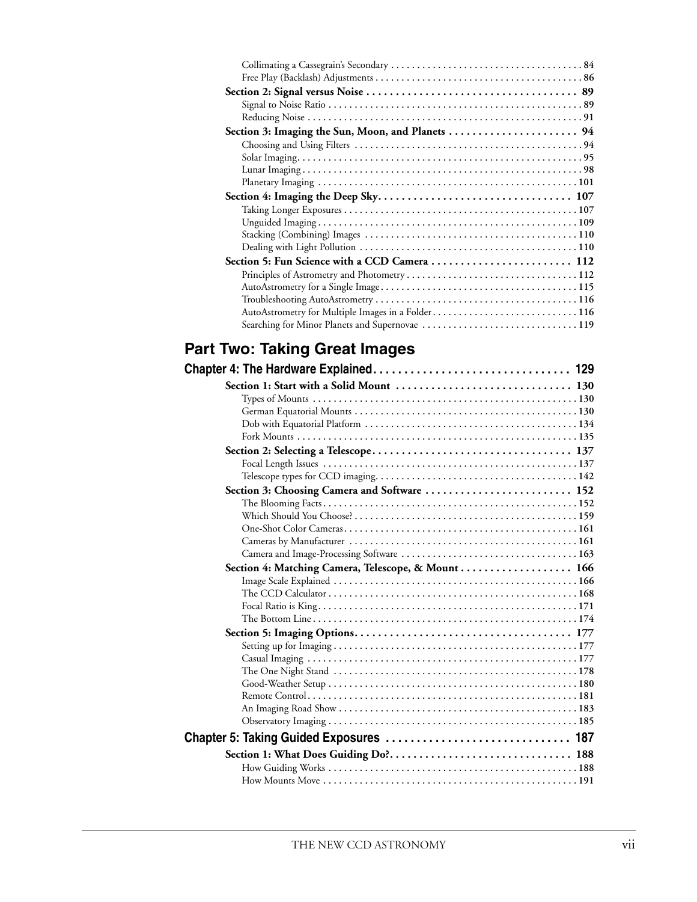Collimating a Cassegrain's Secondary . . . . . . . . . . 84
Free Play (Backlash) Adjustments . . . . . . . . . . 86

**Section 2: Signal versus Noise . . . . . . . . . . 89**

Signal to Noise Ratio . . . . . . . . . . 89
Reducing Noise . . . . . . . . . . 91

**Section 3: Imaging the Sun, Moon, and Planets . . . . . . . . . . 94**

Choosing and Using Filters . . . . . . . . . . 94
Solar Imaging . . . . . . . . . . 95
Lunar Imaging . . . . . . . . . . 98
Planetary Imaging . . . . . . . . . . 101

**Section 4: Imaging the Deep Sky . . . . . . . . . . 107**

Taking Longer Exposures . . . . . . . . . . 107
Unguided Imaging . . . . . . . . . . 109
Stacking (Combining) Images . . . . . . . . . . 110
Dealing with Light Pollution . . . . . . . . . . 110

**Section 5: Fun Science with a CCD Camera . . . . . . . . . . 112**

Principles of Astrometry and Photometry . . . . . . . . . . 112
AutoAstrometry for a Single Image . . . . . . . . . . 115
Troubleshooting AutoAstrometry . . . . . . . . . . 116
AutoAstrometry for Multiple Images in a Folder . . . . . . . . . . 116
Searching for Minor Planets and Supernovae . . . . . . . . . . 119

# Part Two: Taking Great Images

## Chapter 4: The Hardware Explained . . . . . . . . . . 129

**Section 1: Start with a Solid Mount . . . . . . . . . . 130**

Types of Mounts . . . . . . . . . . 130
German Equatorial Mounts . . . . . . . . . . 130
Dob with Equatorial Platform . . . . . . . . . . 134
Fork Mounts . . . . . . . . . . 135

**Section 2: Selecting a Telescope . . . . . . . . . . 137**

Focal Length Issues . . . . . . . . . . 137
Telescope types for CCD imaging . . . . . . . . . . 142

**Section 3: Choosing Camera and Software . . . . . . . . . . 152**

The Blooming Facts . . . . . . . . . . 152
Which Should You Choose? . . . . . . . . . . 159
One-Shot Color Cameras . . . . . . . . . . 161
Cameras by Manufacturer . . . . . . . . . . 161
Camera and Image-Processing Software . . . . . . . . . . 163

**Section 4: Matching Camera, Telescope, & Mount . . . . . . . . . . 166**

Image Scale Explained . . . . . . . . . . 166
The CCD Calculator . . . . . . . . . . 168
Focal Ratio is King . . . . . . . . . . 171
The Bottom Line . . . . . . . . . . 174

**Section 5: Imaging Options . . . . . . . . . . 177**

Setting up for Imaging . . . . . . . . . . 177
Casual Imaging . . . . . . . . . . 177
The One Night Stand . . . . . . . . . . 178
Good-Weather Setup . . . . . . . . . . 180
Remote Control . . . . . . . . . . 181
An Imaging Road Show . . . . . . . . . . 183
Observatory Imaging . . . . . . . . . . 185

## Chapter 5: Taking Guided Exposures . . . . . . . . . . 187

**Section 1: What Does Guiding Do? . . . . . . . . . . 188**

How Guiding Works . . . . . . . . . . 188
How Mounts Move . . . . . . . . . . 191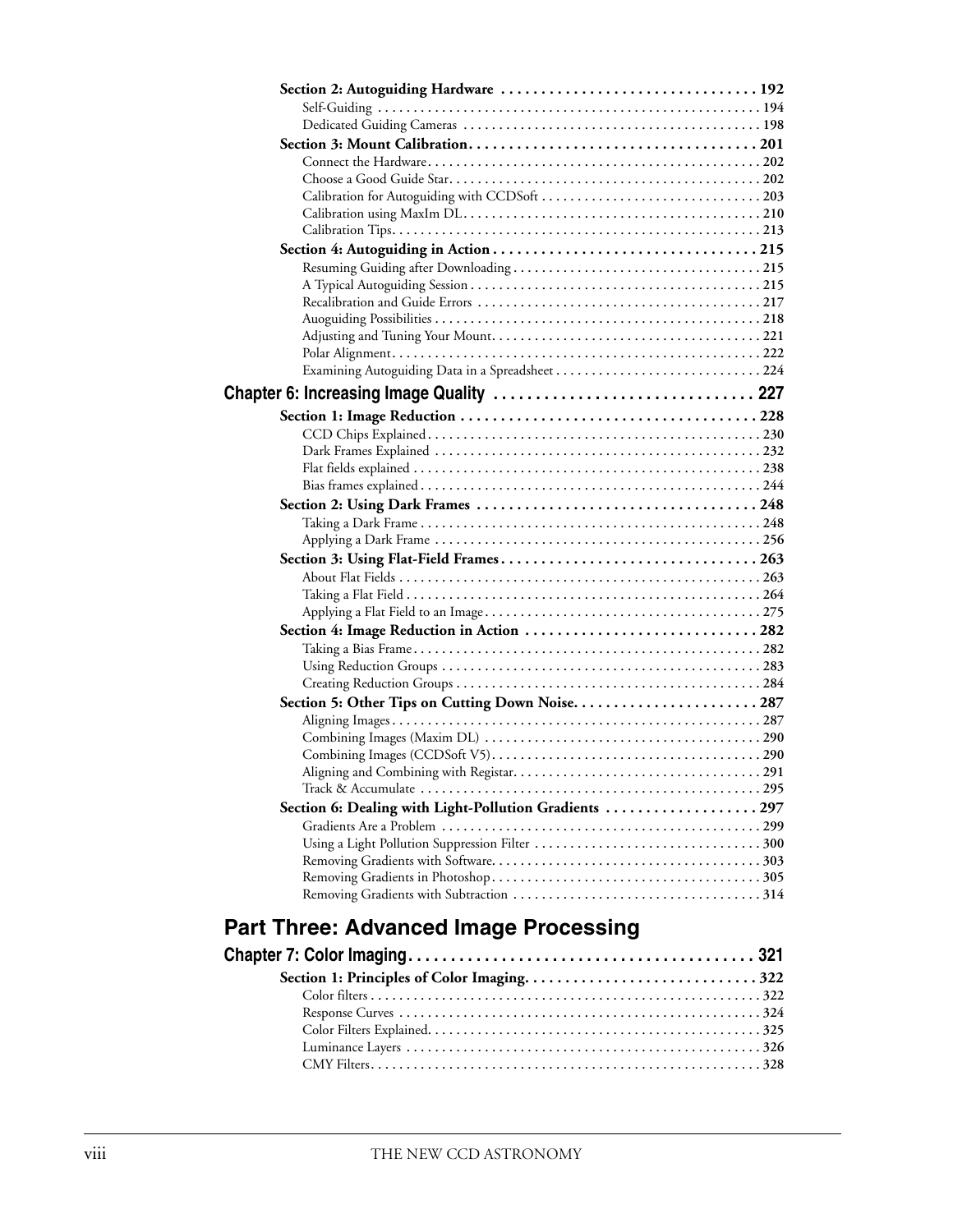**Section 2: Autoguiding Hardware** . . . . . . . . . . . . . . . . . . . . . . . . . . . . . . . . 192
- Self-Guiding . . . . . . . . . . . . . . . . . . . . . . . . . . . . . . . . . . . . . . . . . . . . . . . . . . . . . 194
- Dedicated Guiding Cameras . . . . . . . . . . . . . . . . . . . . . . . . . . . . . . . . . . . . . . . . . 198

**Section 3: Mount Calibration** . . . . . . . . . . . . . . . . . . . . . . . . . . . . . . . . . . . . . 201
- Connect the Hardware . . . . . . . . . . . . . . . . . . . . . . . . . . . . . . . . . . . . . . . . . . . . . . 202
- Choose a Good Guide Star . . . . . . . . . . . . . . . . . . . . . . . . . . . . . . . . . . . . . . . . . . . 202
- Calibration for Autoguiding with CCDSoft . . . . . . . . . . . . . . . . . . . . . . . . . . . . . . . 203
- Calibration using MaxIm DL . . . . . . . . . . . . . . . . . . . . . . . . . . . . . . . . . . . . . . . . . 210
- Calibration Tips . . . . . . . . . . . . . . . . . . . . . . . . . . . . . . . . . . . . . . . . . . . . . . . . . . . 213

**Section 4: Autoguiding in Action** . . . . . . . . . . . . . . . . . . . . . . . . . . . . . . . . . . 215
- Resuming Guiding after Downloading . . . . . . . . . . . . . . . . . . . . . . . . . . . . . . . . . . 215
- A Typical Autoguiding Session . . . . . . . . . . . . . . . . . . . . . . . . . . . . . . . . . . . . . . . . 215
- Recalibration and Guide Errors . . . . . . . . . . . . . . . . . . . . . . . . . . . . . . . . . . . . . . . 217
- Auoguiding Possibilities . . . . . . . . . . . . . . . . . . . . . . . . . . . . . . . . . . . . . . . . . . . . . 218
- Adjusting and Tuning Your Mount . . . . . . . . . . . . . . . . . . . . . . . . . . . . . . . . . . . . . 221
- Polar Alignment . . . . . . . . . . . . . . . . . . . . . . . . . . . . . . . . . . . . . . . . . . . . . . . . . . . 222
- Examining Autoguiding Data in a Spreadsheet . . . . . . . . . . . . . . . . . . . . . . . . . . . . 224

## Chapter 6: Increasing Image Quality . . . . . . . . . . . . . . . . . . . . . . . . . . . . . . 227

**Section 1: Image Reduction** . . . . . . . . . . . . . . . . . . . . . . . . . . . . . . . . . . . . . . 228
- CCD Chips Explained . . . . . . . . . . . . . . . . . . . . . . . . . . . . . . . . . . . . . . . . . . . . . . 230
- Dark Frames Explained . . . . . . . . . . . . . . . . . . . . . . . . . . . . . . . . . . . . . . . . . . . . . 232
- Flat fields explained . . . . . . . . . . . . . . . . . . . . . . . . . . . . . . . . . . . . . . . . . . . . . . . . 238
- Bias frames explained . . . . . . . . . . . . . . . . . . . . . . . . . . . . . . . . . . . . . . . . . . . . . . . 244

**Section 2: Using Dark Frames** . . . . . . . . . . . . . . . . . . . . . . . . . . . . . . . . . . . . 248
- Taking a Dark Frame . . . . . . . . . . . . . . . . . . . . . . . . . . . . . . . . . . . . . . . . . . . . . . . 248
- Applying a Dark Frame . . . . . . . . . . . . . . . . . . . . . . . . . . . . . . . . . . . . . . . . . . . . . 256

**Section 3: Using Flat-Field Frames** . . . . . . . . . . . . . . . . . . . . . . . . . . . . . . . . . 263
- About Flat Fields . . . . . . . . . . . . . . . . . . . . . . . . . . . . . . . . . . . . . . . . . . . . . . . . . . 263
- Taking a Flat Field . . . . . . . . . . . . . . . . . . . . . . . . . . . . . . . . . . . . . . . . . . . . . . . . . 264
- Applying a Flat Field to an Image . . . . . . . . . . . . . . . . . . . . . . . . . . . . . . . . . . . . . . 275

**Section 4: Image Reduction in Action** . . . . . . . . . . . . . . . . . . . . . . . . . . . . . . 282
- Taking a Bias Frame . . . . . . . . . . . . . . . . . . . . . . . . . . . . . . . . . . . . . . . . . . . . . . . . 282
- Using Reduction Groups . . . . . . . . . . . . . . . . . . . . . . . . . . . . . . . . . . . . . . . . . . . . 283
- Creating Reduction Groups . . . . . . . . . . . . . . . . . . . . . . . . . . . . . . . . . . . . . . . . . . . 284

**Section 5: Other Tips on Cutting Down Noise** . . . . . . . . . . . . . . . . . . . . . . . . 287
- Aligning Images . . . . . . . . . . . . . . . . . . . . . . . . . . . . . . . . . . . . . . . . . . . . . . . . . . . 287
- Combining Images (Maxim DL) . . . . . . . . . . . . . . . . . . . . . . . . . . . . . . . . . . . . . . . 290
- Combining Images (CCDSoft V5) . . . . . . . . . . . . . . . . . . . . . . . . . . . . . . . . . . . . . . 290
- Aligning and Combining with Registar . . . . . . . . . . . . . . . . . . . . . . . . . . . . . . . . . . 291
- Track & Accumulate . . . . . . . . . . . . . . . . . . . . . . . . . . . . . . . . . . . . . . . . . . . . . . . . 295

**Section 6: Dealing with Light-Pollution Gradients** . . . . . . . . . . . . . . . . . . . 297
- Gradients Are a Problem . . . . . . . . . . . . . . . . . . . . . . . . . . . . . . . . . . . . . . . . . . . . 299
- Using a Light Pollution Suppression Filter . . . . . . . . . . . . . . . . . . . . . . . . . . . . . . . . 300
- Removing Gradients with Software . . . . . . . . . . . . . . . . . . . . . . . . . . . . . . . . . . . . . 303
- Removing Gradients in Photoshop . . . . . . . . . . . . . . . . . . . . . . . . . . . . . . . . . . . . . 305
- Removing Gradients with Subtraction . . . . . . . . . . . . . . . . . . . . . . . . . . . . . . . . . . 314

# Part Three: Advanced Image Processing

## Chapter 7: Color Imaging . . . . . . . . . . . . . . . . . . . . . . . . . . . . . . . . . . . . . . . . . 321

**Section 1: Principles of Color Imaging** . . . . . . . . . . . . . . . . . . . . . . . . . . . . . 322
- Color filters . . . . . . . . . . . . . . . . . . . . . . . . . . . . . . . . . . . . . . . . . . . . . . . . . . . . . . 322
- Response Curves . . . . . . . . . . . . . . . . . . . . . . . . . . . . . . . . . . . . . . . . . . . . . . . . . . 324
- Color Filters Explained . . . . . . . . . . . . . . . . . . . . . . . . . . . . . . . . . . . . . . . . . . . . . . 325
- Luminance Layers . . . . . . . . . . . . . . . . . . . . . . . . . . . . . . . . . . . . . . . . . . . . . . . . . 326
- CMY Filters . . . . . . . . . . . . . . . . . . . . . . . . . . . . . . . . . . . . . . . . . . . . . . . . . . . . . . 328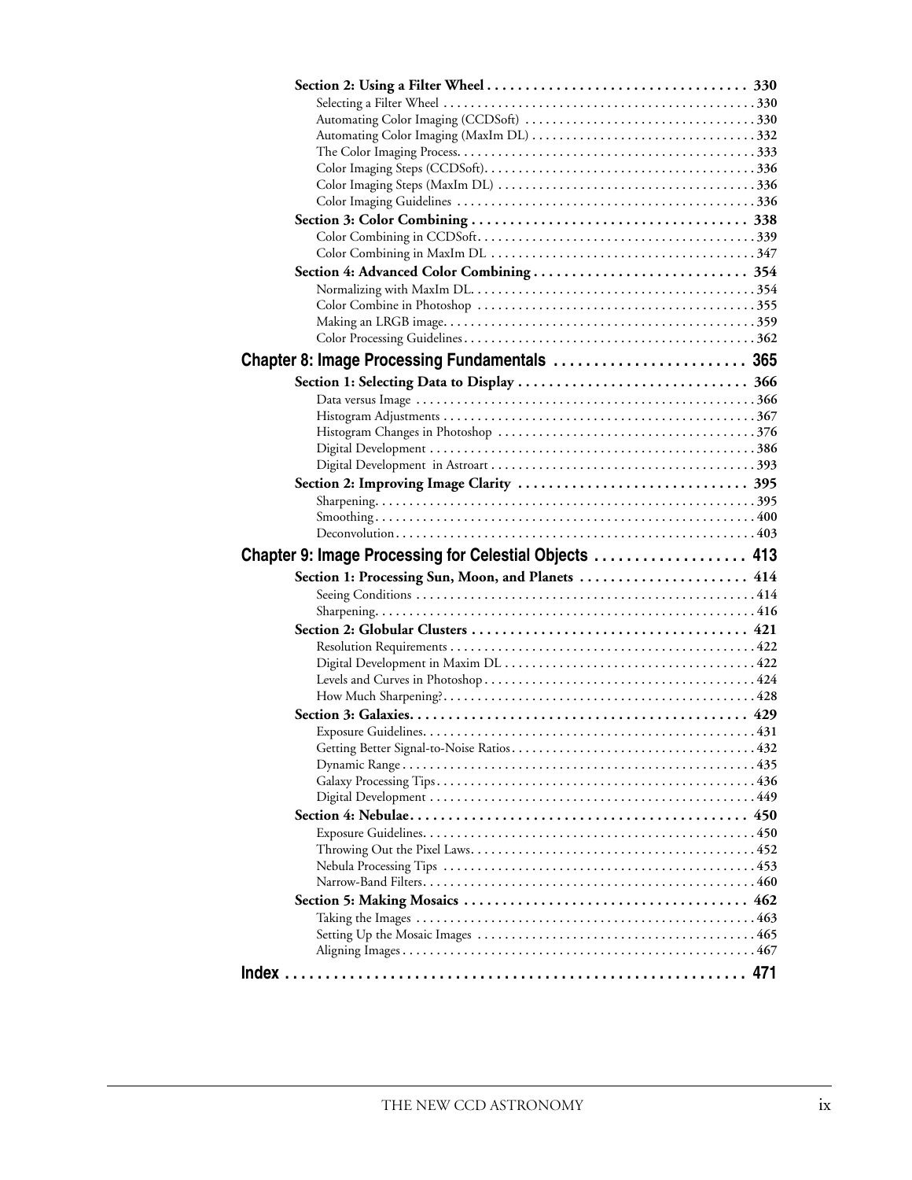**Section 2: Using a Filter Wheel . . . . . . . . . . . . . . . . . . . . . . . . . . . . . . . . . . 330**

Selecting a Filter Wheel . . . . . . . . . . . . . . . . . . . . . . . . . . . . . . . . . . . . . . . . . . . . . 330
Automating Color Imaging (CCDSoft) . . . . . . . . . . . . . . . . . . . . . . . . . . . . . . . . . 330
Automating Color Imaging (MaxIm DL) . . . . . . . . . . . . . . . . . . . . . . . . . . . . . . . . 332
The Color Imaging Process. . . . . . . . . . . . . . . . . . . . . . . . . . . . . . . . . . . . . . . . . . . 333
Color Imaging Steps (CCDSoft). . . . . . . . . . . . . . . . . . . . . . . . . . . . . . . . . . . . . . . 336
Color Imaging Steps (MaxIm DL) . . . . . . . . . . . . . . . . . . . . . . . . . . . . . . . . . . . . . 336
Color Imaging Guidelines . . . . . . . . . . . . . . . . . . . . . . . . . . . . . . . . . . . . . . . . . . . 336

**Section 3: Color Combining . . . . . . . . . . . . . . . . . . . . . . . . . . . . . . . . . . . . 338**

Color Combining in CCDSoft. . . . . . . . . . . . . . . . . . . . . . . . . . . . . . . . . . . . . . . . 339
Color Combining in MaxIm DL . . . . . . . . . . . . . . . . . . . . . . . . . . . . . . . . . . . . . . 347

**Section 4: Advanced Color Combining . . . . . . . . . . . . . . . . . . . . . . . . . . . . 354**

Normalizing with MaxIm DL. . . . . . . . . . . . . . . . . . . . . . . . . . . . . . . . . . . . . . . . . 354
Color Combine in Photoshop . . . . . . . . . . . . . . . . . . . . . . . . . . . . . . . . . . . . . . . . 355
Making an LRGB image. . . . . . . . . . . . . . . . . . . . . . . . . . . . . . . . . . . . . . . . . . . . . 359
Color Processing Guidelines . . . . . . . . . . . . . . . . . . . . . . . . . . . . . . . . . . . . . . . . . . 362

## Chapter 8: Image Processing Fundamentals . . . . . . . . . . . . . . . . . . . . . . . 365

**Section 1: Selecting Data to Display . . . . . . . . . . . . . . . . . . . . . . . . . . . . . . 366**

Data versus Image . . . . . . . . . . . . . . . . . . . . . . . . . . . . . . . . . . . . . . . . . . . . . . . . . 366
Histogram Adjustments . . . . . . . . . . . . . . . . . . . . . . . . . . . . . . . . . . . . . . . . . . . . . 367
Histogram Changes in Photoshop . . . . . . . . . . . . . . . . . . . . . . . . . . . . . . . . . . . . . 376
Digital Development . . . . . . . . . . . . . . . . . . . . . . . . . . . . . . . . . . . . . . . . . . . . . . . 386
Digital Development in Astroart . . . . . . . . . . . . . . . . . . . . . . . . . . . . . . . . . . . . . . 393

**Section 2: Improving Image Clarity . . . . . . . . . . . . . . . . . . . . . . . . . . . . . . 395**

Sharpening. . . . . . . . . . . . . . . . . . . . . . . . . . . . . . . . . . . . . . . . . . . . . . . . . . . . . . . 395
Smoothing. . . . . . . . . . . . . . . . . . . . . . . . . . . . . . . . . . . . . . . . . . . . . . . . . . . . . . . . 400
Deconvolution . . . . . . . . . . . . . . . . . . . . . . . . . . . . . . . . . . . . . . . . . . . . . . . . . . . . 403

## Chapter 9: Image Processing for Celestial Objects . . . . . . . . . . . . . . . . . . 413

**Section 1: Processing Sun, Moon, and Planets . . . . . . . . . . . . . . . . . . . . . . 414**

Seeing Conditions . . . . . . . . . . . . . . . . . . . . . . . . . . . . . . . . . . . . . . . . . . . . . . . . . 414
Sharpening. . . . . . . . . . . . . . . . . . . . . . . . . . . . . . . . . . . . . . . . . . . . . . . . . . . . . . . 416

**Section 2: Globular Clusters . . . . . . . . . . . . . . . . . . . . . . . . . . . . . . . . . . . . 421**

Resolution Requirements . . . . . . . . . . . . . . . . . . . . . . . . . . . . . . . . . . . . . . . . . . . . 422
Digital Development in Maxim DL . . . . . . . . . . . . . . . . . . . . . . . . . . . . . . . . . . . . 422
Levels and Curves in Photoshop . . . . . . . . . . . . . . . . . . . . . . . . . . . . . . . . . . . . . . . 424
How Much Sharpening?. . . . . . . . . . . . . . . . . . . . . . . . . . . . . . . . . . . . . . . . . . . . . 428

**Section 3: Galaxies. . . . . . . . . . . . . . . . . . . . . . . . . . . . . . . . . . . . . . . . . . . . 429**

Exposure Guidelines. . . . . . . . . . . . . . . . . . . . . . . . . . . . . . . . . . . . . . . . . . . . . . . . 431
Getting Better Signal-to-Noise Ratios . . . . . . . . . . . . . . . . . . . . . . . . . . . . . . . . . . . 432
Dynamic Range . . . . . . . . . . . . . . . . . . . . . . . . . . . . . . . . . . . . . . . . . . . . . . . . . . . 435
Galaxy Processing Tips . . . . . . . . . . . . . . . . . . . . . . . . . . . . . . . . . . . . . . . . . . . . . . 436
Digital Development . . . . . . . . . . . . . . . . . . . . . . . . . . . . . . . . . . . . . . . . . . . . . . . 449

**Section 4: Nebulae. . . . . . . . . . . . . . . . . . . . . . . . . . . . . . . . . . . . . . . . . . . . 450**

Exposure Guidelines. . . . . . . . . . . . . . . . . . . . . . . . . . . . . . . . . . . . . . . . . . . . . . . . 450
Throwing Out the Pixel Laws. . . . . . . . . . . . . . . . . . . . . . . . . . . . . . . . . . . . . . . . . 452
Nebula Processing Tips . . . . . . . . . . . . . . . . . . . . . . . . . . . . . . . . . . . . . . . . . . . . . 453
Narrow-Band Filters. . . . . . . . . . . . . . . . . . . . . . . . . . . . . . . . . . . . . . . . . . . . . . . . 460

**Section 5: Making Mosaics . . . . . . . . . . . . . . . . . . . . . . . . . . . . . . . . . . . . . 462**

Taking the Images . . . . . . . . . . . . . . . . . . . . . . . . . . . . . . . . . . . . . . . . . . . . . . . . . 463
Setting Up the Mosaic Images . . . . . . . . . . . . . . . . . . . . . . . . . . . . . . . . . . . . . . . . 465
Aligning Images . . . . . . . . . . . . . . . . . . . . . . . . . . . . . . . . . . . . . . . . . . . . . . . . . . . 467

## Index . . . . . . . . . . . . . . . . . . . . . . . . . . . . . . . . . . . . . . . . . . . . . . . . . . . . . . . 471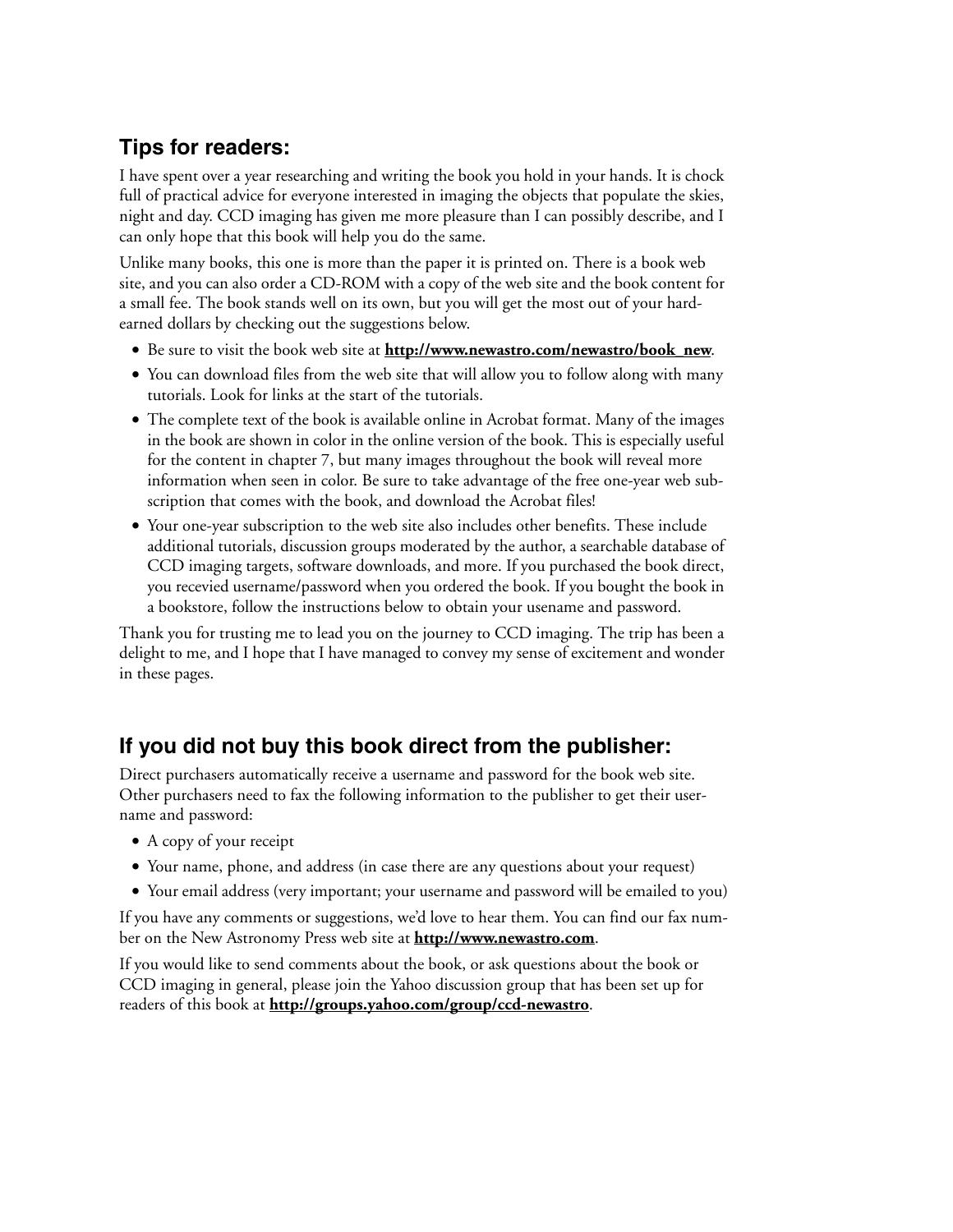## Tips for readers:

I have spent over a year researching and writing the book you hold in your hands. It is chock full of practical advice for everyone interested in imaging the objects that populate the skies, night and day. CCD imaging has given me more pleasure than I can possibly describe, and I can only hope that this book will help you do the same.

Unlike many books, this one is more than the paper it is printed on. There is a book web site, and you can also order a CD-ROM with a copy of the web site and the book content for a small fee. The book stands well on its own, but you will get the most out of your hard-earned dollars by checking out the suggestions below.

- Be sure to visit the book web site at **http://www.newastro.com/newastro/book_new**.
- You can download files from the web site that will allow you to follow along with many tutorials. Look for links at the start of the tutorials.
- The complete text of the book is available online in Acrobat format. Many of the images in the book are shown in color in the online version of the book. This is especially useful for the content in chapter 7, but many images throughout the book will reveal more information when seen in color. Be sure to take advantage of the free one-year web subscription that comes with the book, and download the Acrobat files!
- Your one-year subscription to the web site also includes other benefits. These include additional tutorials, discussion groups moderated by the author, a searchable database of CCD imaging targets, software downloads, and more. If you purchased the book direct, you recevied username/password when you ordered the book. If you bought the book in a bookstore, follow the instructions below to obtain your usename and password.

Thank you for trusting me to lead you on the journey to CCD imaging. The trip has been a delight to me, and I hope that I have managed to convey my sense of excitement and wonder in these pages.

## If you did not buy this book direct from the publisher:

Direct purchasers automatically receive a username and password for the book web site. Other purchasers need to fax the following information to the publisher to get their username and password:

- A copy of your receipt
- Your name, phone, and address (in case there are any questions about your request)
- Your email address (very important; your username and password will be emailed to you)

If you have any comments or suggestions, we'd love to hear them. You can find our fax number on the New Astronomy Press web site at **http://www.newastro.com**.

If you would like to send comments about the book, or ask questions about the book or CCD imaging in general, please join the Yahoo discussion group that has been set up for readers of this book at **http://groups.yahoo.com/group/ccd-newastro**.